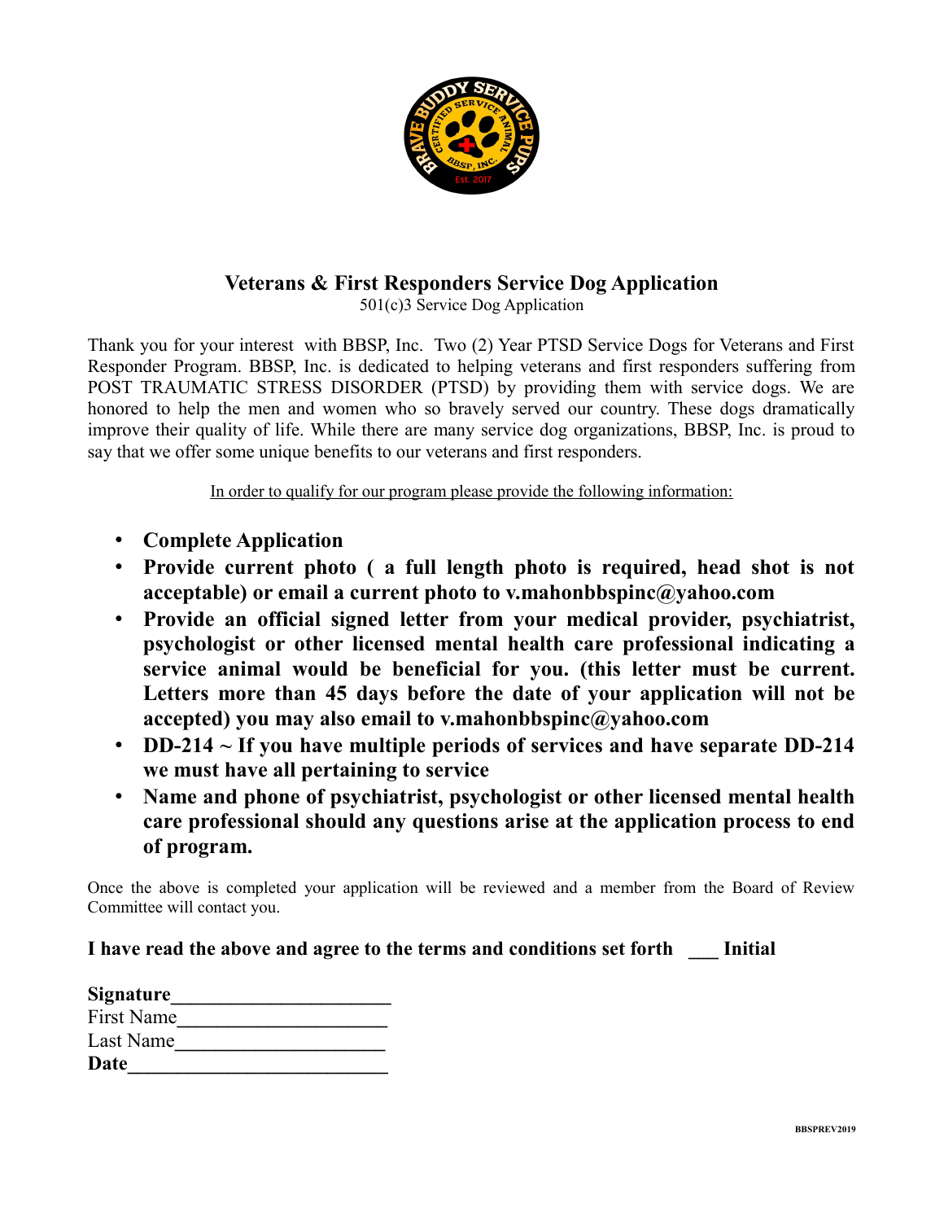## Veterans & First Responders Service Dog Application

501(c)3 Service Dog Application

Thank you for your interest with BBSP, Inc. Two (2) Year PTSD Service Dogs for Veterans and First Responder Program. BBSP, Inc. is dedicated to helping veterans and first responders suffering from POST TRAUMATIC STRESS DISORDER (PTSD) by providing them with service dogs. We are honored to help the men and women who so bravely served our country. These dogs dramatically improve their quality of life. While there are many service dog organizations, BBSP, Inc. is proud to say that we offer some unique benefits to our veterans and first responders.

In order to qualify for our program please provide the following information:

- **Complete Application**
- **Provide current photo ( a full length photo is required, head shot is not acceptable) or email a current photo to v.mahonbbspinc@yahoo.com**
- **Provide an official signed letter from your medical provider, psychiatrist, psychologist or other licensed mental health care professional indicating a service animal would be beneficial for you. (this letter must be current. Letters more than 45 days before the date of your application will not be accepted) you may also email to v.mahonbbspinc@yahoo.com**
- **DD-214 ~ If you have multiple periods of services and have separate DD-214 we must have all pertaining to service**
- **Name and phone of psychiatrist, psychologist or other licensed mental health care professional should any questions arise at the application process to end of program.**

Once the above is completed your application will be reviewed and a member from the Board of Review Committee will contact you.

**I have read the above and agree to the terms and conditions set forth \_\_\_ Initial**

**Signature**\_\_\_\_\_\_\_\_\_\_\_\_\_\_\_\_\_\_\_\_\_\_

First Name\_\_\_\_\_\_\_\_\_\_\_\_\_\_\_\_\_\_\_\_\_

Last Name\_\_\_\_\_\_\_\_\_\_\_\_\_\_\_\_\_\_\_\_\_

**Date**\_\_\_\_\_\_\_\_\_\_\_\_\_\_\_\_\_\_\_\_\_\_\_\_\_\_

BBSPREV2019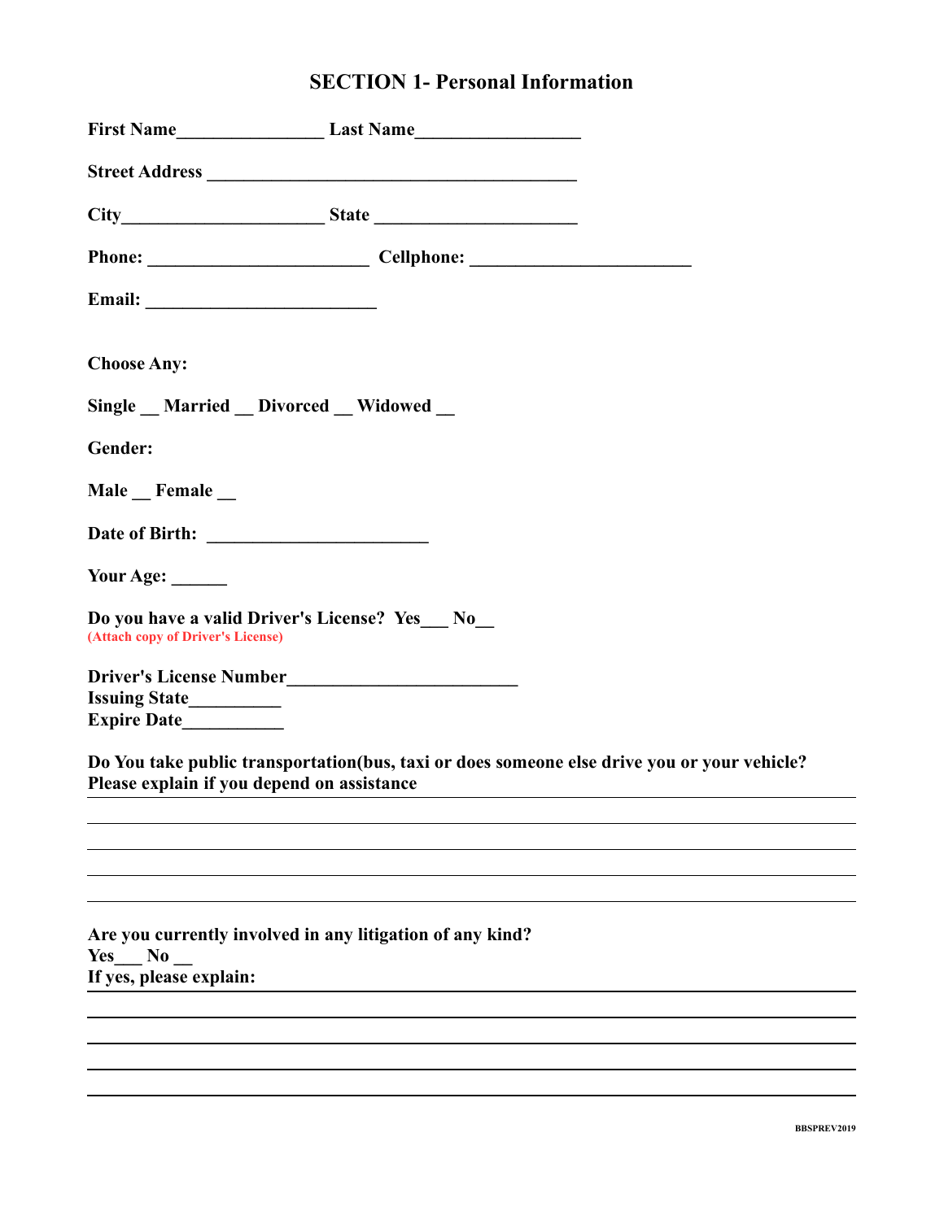## SECTION 1- Personal Information

**First Name**_______________ **Last Name**_________________

**Street Address** ______________________________________

**City**____________________ **State** ____________________

**Phone:** ______________________ **Cellphone:** ______________________

**Email:** _______________________

**Choose Any:**

**Single __ Married __ Divorced __ Widowed __**

**Gender:**

**Male __ Female __**

**Date of Birth:** ______________________

**Your Age:** _____

**Do you have a valid Driver's License? Yes___ No__**
(Attach copy of Driver's License)

**Driver's License Number**______________________
**Issuing State**_________
**Expire Date**__________

**Do You take public transportation(bus, taxi or does someone else drive you or your vehicle? Please explain if you depend on assistance**

______________________________________________________________________________

______________________________________________________________________________

______________________________________________________________________________

______________________________________________________________________________

______________________________________________________________________________

**Are you currently involved in any litigation of any kind?**
**Yes___ No __**
**If yes, please explain:**

______________________________________________________________________________

______________________________________________________________________________

______________________________________________________________________________

______________________________________________________________________________

______________________________________________________________________________

BBSPREV2019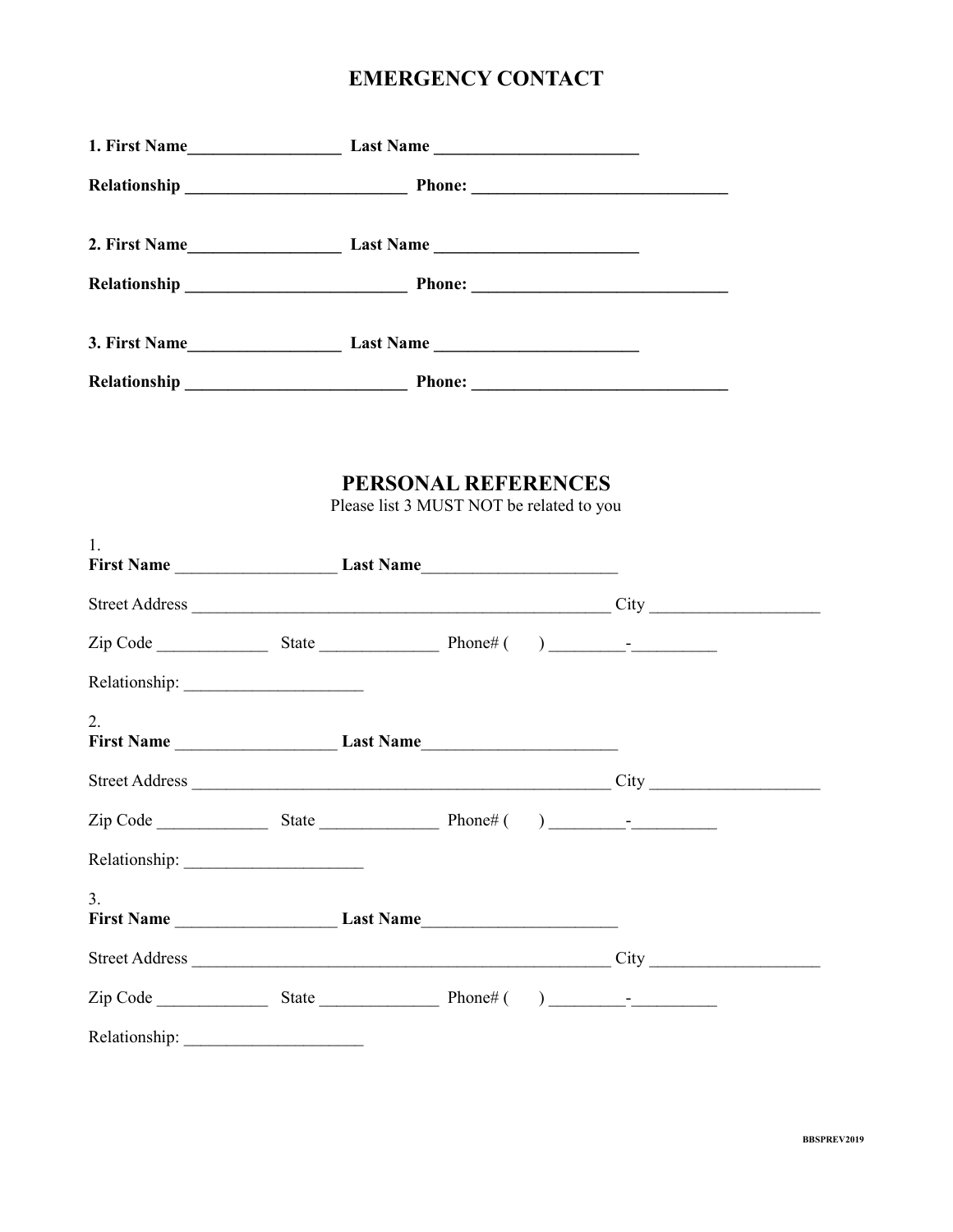# EMERGENCY CONTACT

**1. First Name__________________ Last Name ________________________**

**Relationship _________________________ Phone: _____________________________**

**2. First Name__________________ Last Name ________________________**

**Relationship _________________________ Phone: _____________________________**

**3. First Name__________________ Last Name ________________________**

**Relationship _________________________ Phone: _____________________________**

# PERSONAL REFERENCES

Please list 3 MUST NOT be related to you

1.
**First Name** __________________ **Last Name**______________________

Street Address _______________________________________________ City ___________________

Zip Code _____________ State ______________ Phone# (      ) _________-__________

Relationship: ____________________

2.
**First Name** __________________ **Last Name**______________________

Street Address _______________________________________________ City ___________________

Zip Code _____________ State ______________ Phone# (      ) _________-__________

Relationship: ____________________

3.
**First Name** __________________ **Last Name**______________________

Street Address _______________________________________________ City ___________________

Zip Code _____________ State ______________ Phone# (      ) _________-__________

Relationship: ____________________

BBSPREV2019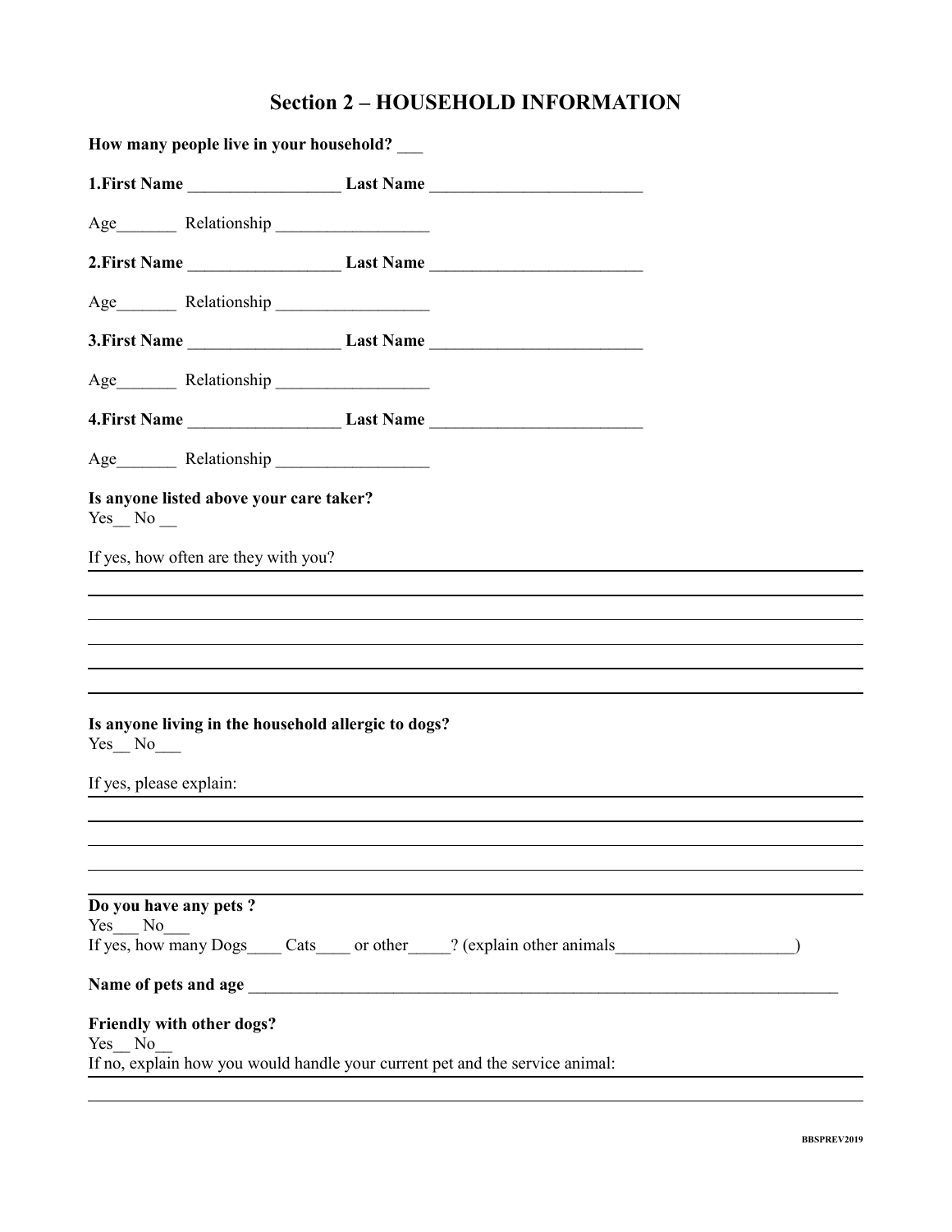## Section 2 – HOUSEHOLD INFORMATION

**How many people live in your household?** ___

**1.First Name** __________________ **Last Name** _________________________

Age_______ Relationship __________________

**2.First Name** __________________ **Last Name** _________________________

Age_______ Relationship __________________

**3.First Name** __________________ **Last Name** _________________________

Age_______ Relationship __________________

**4.First Name** __________________ **Last Name** _________________________

Age_______ Relationship __________________

**Is anyone listed above your care taker?**
Yes__ No __

If yes, how often are they with you? ____________________________________________

______________________________________________________________________________

______________________________________________________________________________

______________________________________________________________________________

______________________________________________________________________________

______________________________________________________________________________

**Is anyone living in the household allergic to dogs?**
Yes__ No___

If yes, please explain: _________________________________________________________

______________________________________________________________________________

______________________________________________________________________________

______________________________________________________________________________

______________________________________________________________________________

**Do you have any pets ?**
Yes___ No___
If yes, how many Dogs____ Cats____ or other_____? (explain other animals_____________________)

**Name of pets and age** ______________________________________________________________________

**Friendly with other dogs?**
Yes__ No__
If no, explain how you would handle your current pet and the service animal: _______________

______________________________________________________________________________

BBSPREV2019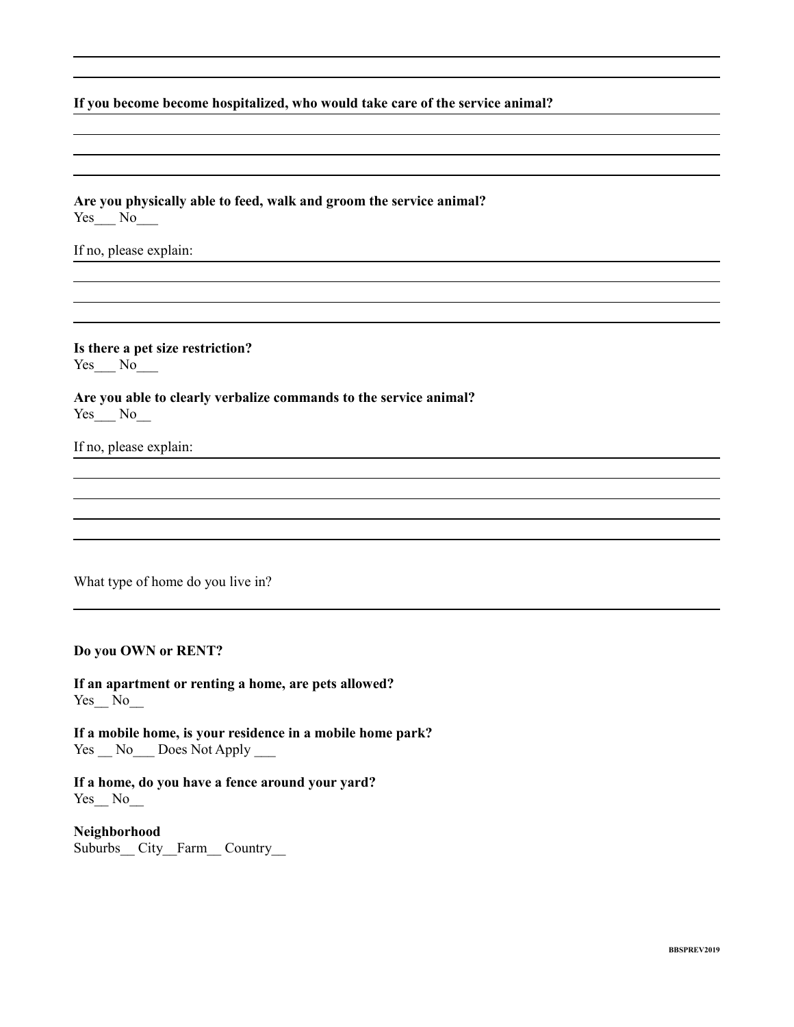**If you become become hospitalized, who would take care of the service animal?**

**Are you physically able to feed, walk and groom the service animal?**
Yes___ No___

If no, please explain:

**Is there a pet size restriction?**
Yes___ No___

**Are you able to clearly verbalize commands to the service animal?**
Yes___ No__

If no, please explain:

What type of home do you live in?

**Do you OWN or RENT?**

**If an apartment or renting a home, are pets allowed?**
Yes__ No__

**If a mobile home, is your residence in a mobile home park?**
Yes __ No___ Does Not Apply ___

**If a home, do you have a fence around your yard?**
Yes__ No__

**Neighborhood**
Suburbs__ City__Farm__ Country__

BBSPREV2019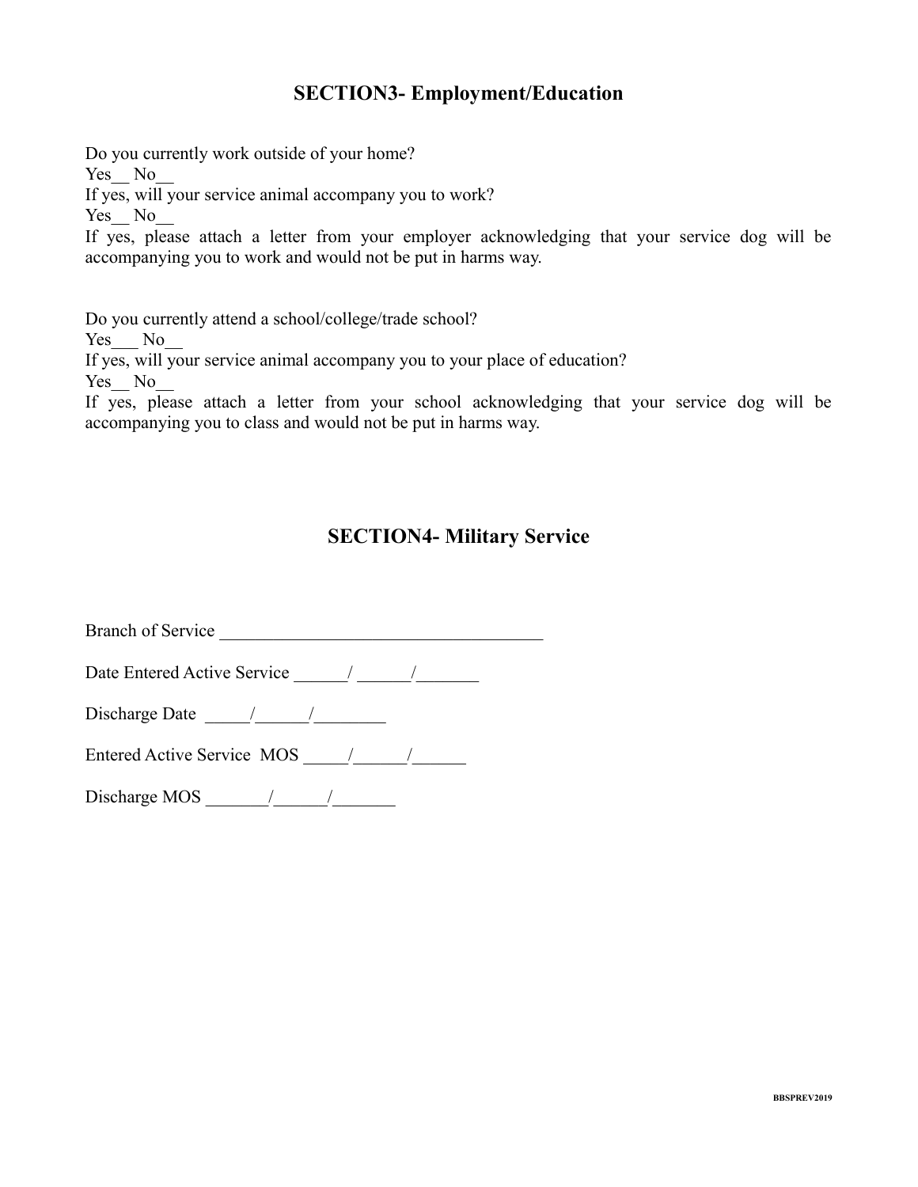## SECTION3- Employment/Education

Do you currently work outside of your home?
Yes__ No__
If yes, will your service animal accompany you to work?
Yes__ No__
If yes, please attach a letter from your employer acknowledging that your service dog will be accompanying you to work and would not be put in harms way.

Do you currently attend a school/college/trade school?
Yes___ No__
If yes, will your service animal accompany you to your place of education?
Yes__ No__
If yes, please attach a letter from your school acknowledging that your service dog will be accompanying you to class and would not be put in harms way.

## SECTION4- Military Service

Branch of Service ____________________________________

Date Entered Active Service ______/ ______/_______

Discharge Date _____/______/________

Entered Active Service MOS _____/______/______

Discharge MOS _______/______/_______

BBSPREV2019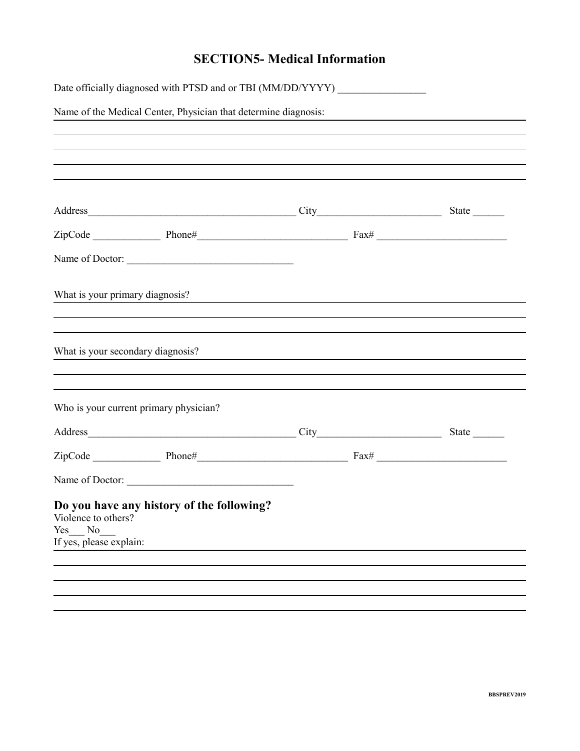## SECTION5- Medical Information

Date officially diagnosed with PTSD and or TBI (MM/DD/YYYY) _________________

Name of the Medical Center, Physician that determine diagnosis:

Address_________________________________________ City________________________ State ______

ZipCode _____________ Phone#_____________________________ Fax# _________________________

Name of Doctor: ________________________________

What is your primary diagnosis?

What is your secondary diagnosis?

Who is your current primary physician?

Address_________________________________________ City________________________ State ______

ZipCode _____________ Phone#_____________________________ Fax# _________________________

Name of Doctor: ________________________________

### Do you have any history of the following?

Violence to others?
Yes___ No___
If yes, please explain:

BBSPREV2019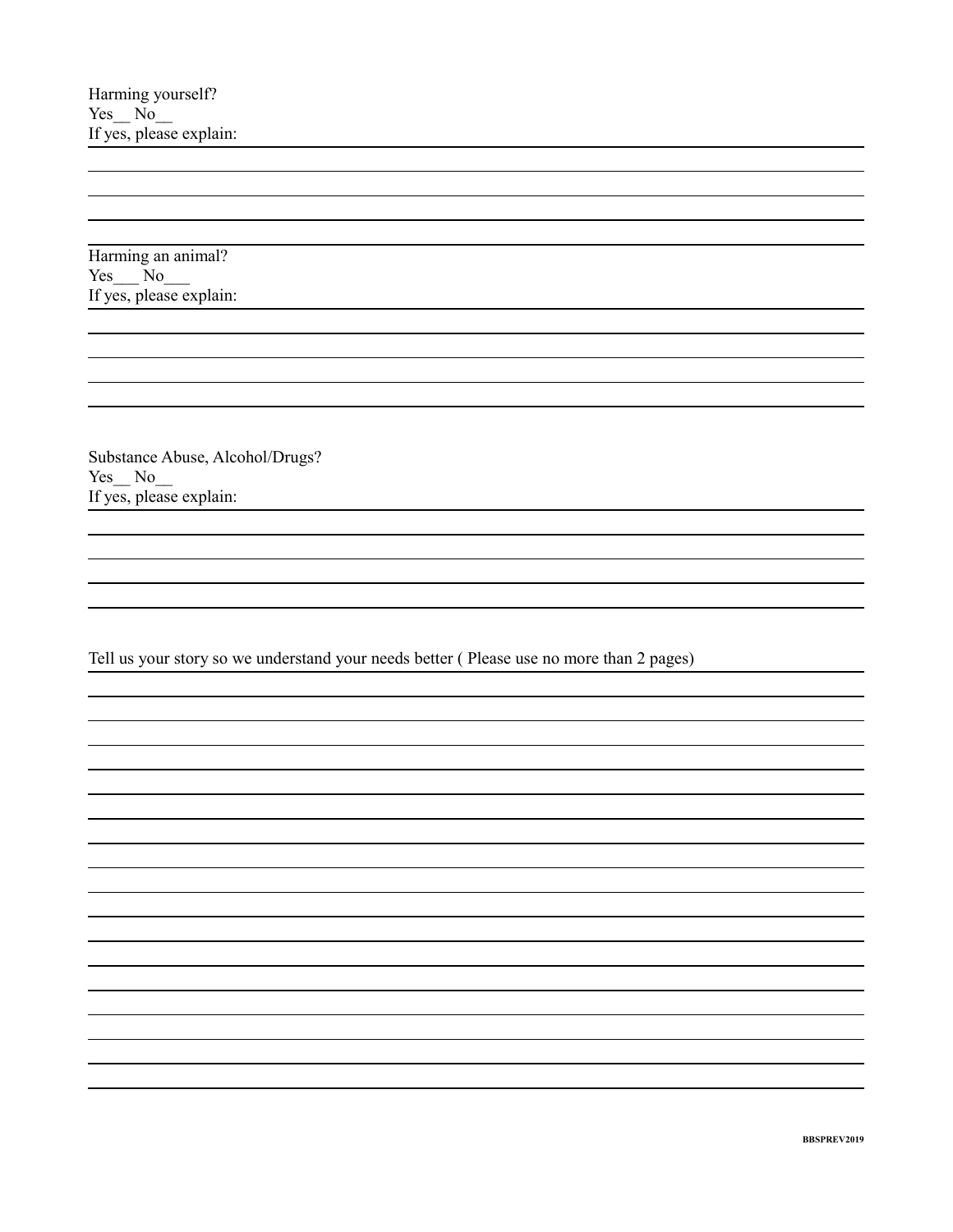Harming yourself?
Yes__ No__
If yes, please explain:

Harming an animal?
Yes___ No___
If yes, please explain:

Substance Abuse, Alcohol/Drugs?
Yes__ No__
If yes, please explain:

Tell us your story so we understand your needs better ( Please use no more than 2 pages)

BBSPREV2019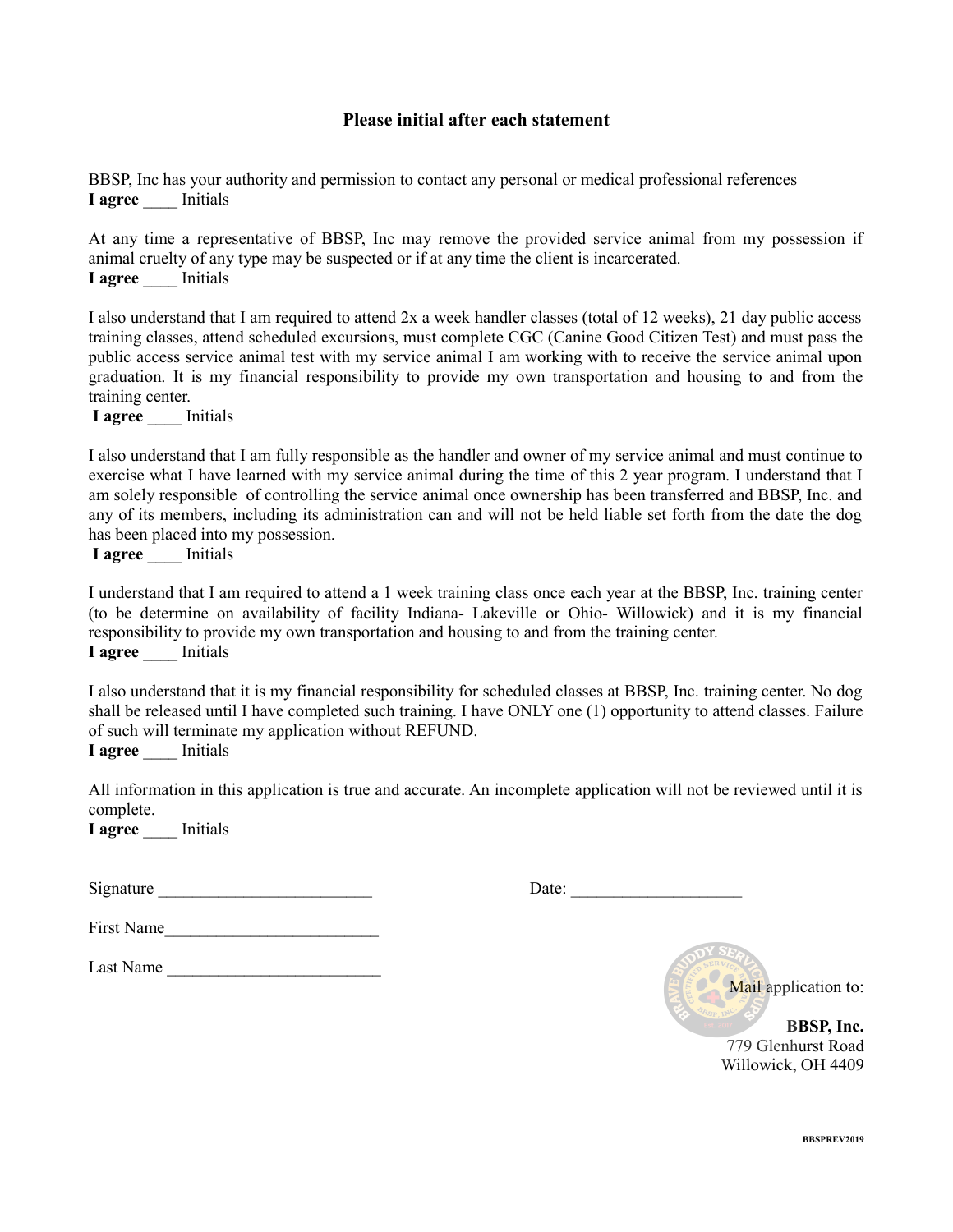**Please initial after each statement**

BBSP, Inc has your authority and permission to contact any personal or medical professional references
**I agree** ____ Initials

At any time a representative of BBSP, Inc may remove the provided service animal from my possession if animal cruelty of any type may be suspected or if at any time the client is incarcerated.
**I agree** ____ Initials

I also understand that I am required to attend 2x a week handler classes (total of 12 weeks), 21 day public access training classes, attend scheduled excursions, must complete CGC (Canine Good Citizen Test) and must pass the public access service animal test with my service animal I am working with to receive the service animal upon graduation. It is my financial responsibility to provide my own transportation and housing to and from the training center.
**I agree** ____ Initials

I also understand that I am fully responsible as the handler and owner of my service animal and must continue to exercise what I have learned with my service animal during the time of this 2 year program. I understand that I am solely responsible of controlling the service animal once ownership has been transferred and BBSP, Inc. and any of its members, including its administration can and will not be held liable set forth from the date the dog has been placed into my possession.
**I agree** ____ Initials

I understand that I am required to attend a 1 week training class once each year at the BBSP, Inc. training center (to be determine on availability of facility Indiana- Lakeville or Ohio- Willowick) and it is my financial responsibility to provide my own transportation and housing to and from the training center.
**I agree** ____ Initials

I also understand that it is my financial responsibility for scheduled classes at BBSP, Inc. training center. No dog shall be released until I have completed such training. I have ONLY one (1) opportunity to attend classes. Failure of such will terminate my application without REFUND.
**I agree** ____ Initials

All information in this application is true and accurate. An incomplete application will not be reviewed until it is complete.
**I agree** ____ Initials

Signature _________________________ Date: ____________________

First Name_________________________

Last Name _________________________

Mail application to:

**BBSP, Inc.**
779 Glenhurst Road
Willowick, OH 4409

BBSPREV2019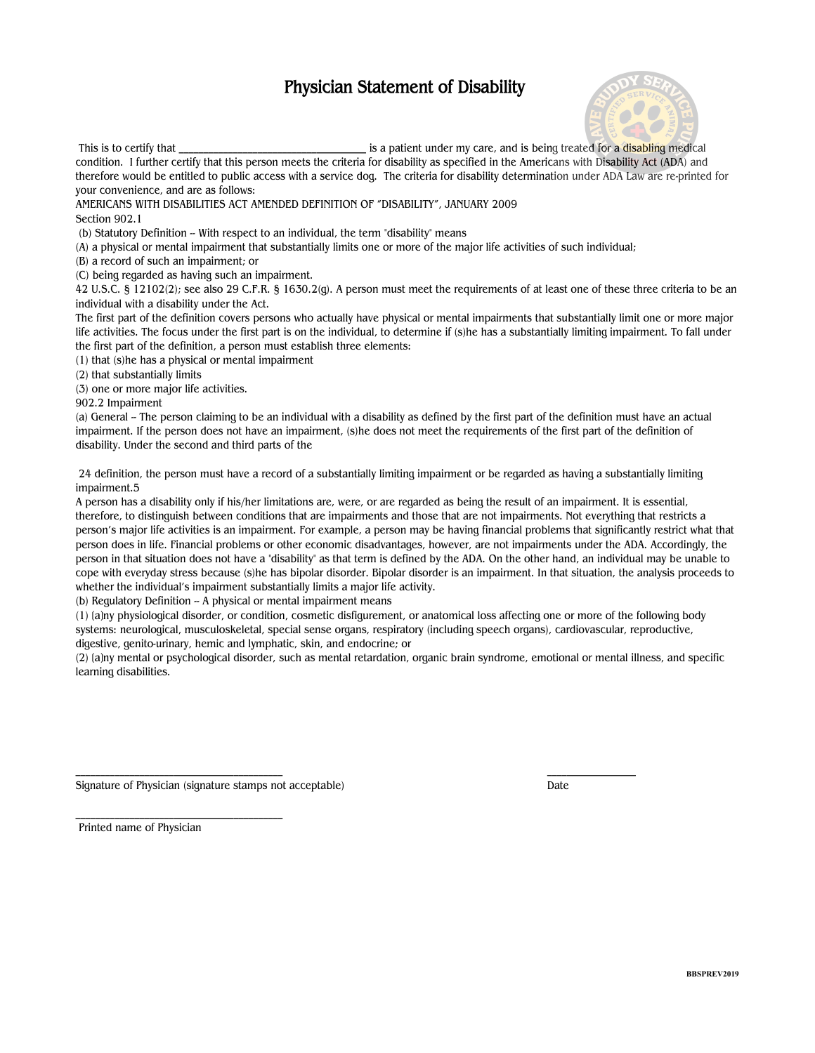# Physician Statement of Disability

This is to certify that ________________________________ is a patient under my care, and is being treated for a disabling medical condition. I further certify that this person meets the criteria for disability as specified in the Americans with Disability Act (ADA) and therefore would be entitled to public access with a service dog. The criteria for disability determination under ADA Law are re-printed for your convenience, and are as follows:

AMERICANS WITH DISABILITIES ACT AMENDED DEFINITION OF "DISABILITY", JANUARY 2009

Section 902.1

(b) Statutory Definition -- With respect to an individual, the term "disability" means

(A) a physical or mental impairment that substantially limits one or more of the major life activities of such individual;

(B) a record of such an impairment; or

(C) being regarded as having such an impairment.

42 U.S.C. § 12102(2); see also 29 C.F.R. § 1630.2(g). A person must meet the requirements of at least one of these three criteria to be an individual with a disability under the Act.

The first part of the definition covers persons who actually have physical or mental impairments that substantially limit one or more major life activities. The focus under the first part is on the individual, to determine if (s)he has a substantially limiting impairment. To fall under the first part of the definition, a person must establish three elements:

(1) that (s)he has a physical or mental impairment

(2) that substantially limits

(3) one or more major life activities.

902.2 Impairment

(a) General -- The person claiming to be an individual with a disability as defined by the first part of the definition must have an actual impairment. If the person does not have an impairment, (s)he does not meet the requirements of the first part of the definition of disability. Under the second and third parts of the

24 definition, the person must have a record of a substantially limiting impairment or be regarded as having a substantially limiting impairment.5

A person has a disability only if his/her limitations are, were, or are regarded as being the result of an impairment. It is essential, therefore, to distinguish between conditions that are impairments and those that are not impairments. Not everything that restricts a person's major life activities is an impairment. For example, a person may be having financial problems that significantly restrict what that person does in life. Financial problems or other economic disadvantages, however, are not impairments under the ADA. Accordingly, the person in that situation does not have a "disability" as that term is defined by the ADA. On the other hand, an individual may be unable to cope with everyday stress because (s)he has bipolar disorder. Bipolar disorder is an impairment. In that situation, the analysis proceeds to whether the individual's impairment substantially limits a major life activity.

(b) Regulatory Definition -- A physical or mental impairment means

(1) (a)ny physiological disorder, or condition, cosmetic disfigurement, or anatomical loss affecting one or more of the following body systems: neurological, musculoskeletal, special sense organs, respiratory (including speech organs), cardiovascular, reproductive, digestive, genito-urinary, hemic and lymphatic, skin, and endocrine; or

(2) (a)ny mental or psychological disorder, such as mental retardation, organic brain syndrome, emotional or mental illness, and specific learning disabilities.

__________________________________ &nbsp;&nbsp;&nbsp;&nbsp;&nbsp;&nbsp;&nbsp;&nbsp; _______________

Signature of Physician (signature stamps not acceptable) &nbsp;&nbsp;&nbsp;&nbsp;&nbsp;&nbsp;&nbsp;&nbsp; Date

__________________________________

Printed name of Physician

BBSPREV2019